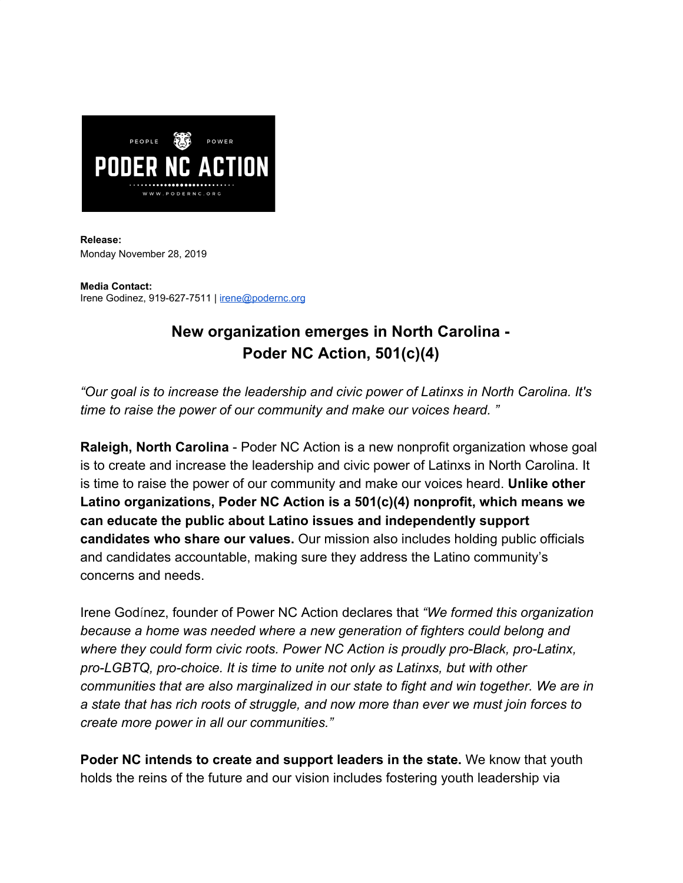PEOPLE POWER

**PODER NC ACTION**

WWW.PODERNC.ORG

**Release:**
Monday November 28, 2019

**Media Contact:**
Irene Godinez, 919-627-7511 | irene@podernc.org

## New organization emerges in North Carolina - Poder NC Action, 501(c)(4)

*"Our goal is to increase the leadership and civic power of Latinxs in North Carolina. It's time to raise the power of our community and make our voices heard. "*

**Raleigh, North Carolina** - Poder NC Action is a new nonprofit organization whose goal is to create and increase the leadership and civic power of Latinxs in North Carolina. It is time to raise the power of our community and make our voices heard. **Unlike other Latino organizations, Poder NC Action is a 501(c)(4) nonprofit, which means we can educate the public about Latino issues and independently support candidates who share our values.** Our mission also includes holding public officials and candidates accountable, making sure they address the Latino community's concerns and needs.

Irene Godínez, founder of Power NC Action declares that *"We formed this organization because a home was needed where a new generation of fighters could belong and where they could form civic roots. Power NC Action is proudly pro-Black, pro-Latinx, pro-LGBTQ, pro-choice. It is time to unite not only as Latinxs, but with other communities that are also marginalized in our state to fight and win together. We are in a state that has rich roots of struggle, and now more than ever we must join forces to create more power in all our communities."*

**Poder NC intends to create and support leaders in the state.** We know that youth holds the reins of the future and our vision includes fostering youth leadership via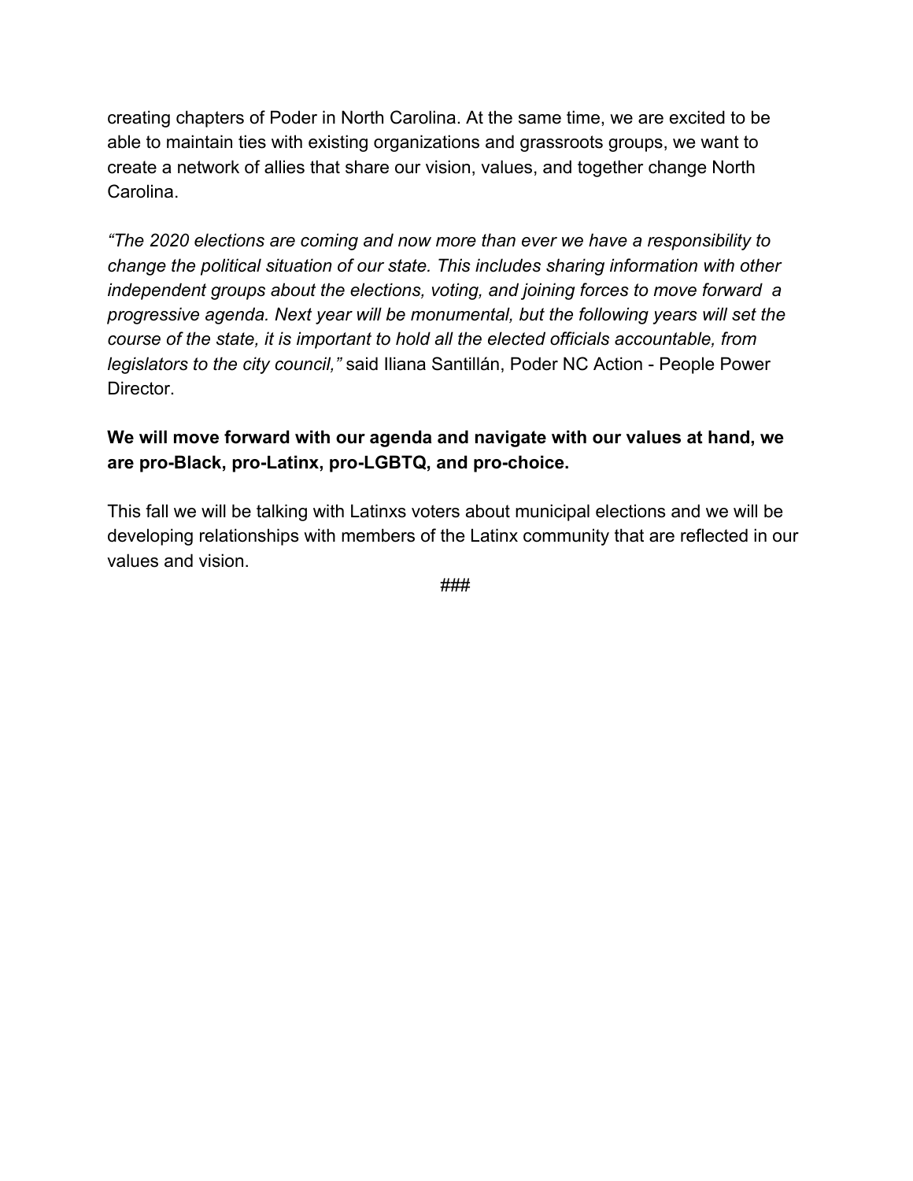creating chapters of Poder in North Carolina. At the same time, we are excited to be able to maintain ties with existing organizations and grassroots groups, we want to create a network of allies that share our vision, values, and together change North Carolina.

*"The 2020 elections are coming and now more than ever we have a responsibility to change the political situation of our state. This includes sharing information with other independent groups about the elections, voting, and joining forces to move forward a progressive agenda. Next year will be monumental, but the following years will set the course of the state, it is important to hold all the elected officials accountable, from legislators to the city council,"* said Iliana Santillán, Poder NC Action - People Power Director.

**We will move forward with our agenda and navigate with our values at hand, we are pro-Black, pro-Latinx, pro-LGBTQ, and pro-choice.**

This fall we will be talking with Latinxs voters about municipal elections and we will be developing relationships with members of the Latinx community that are reflected in our values and vision.

###